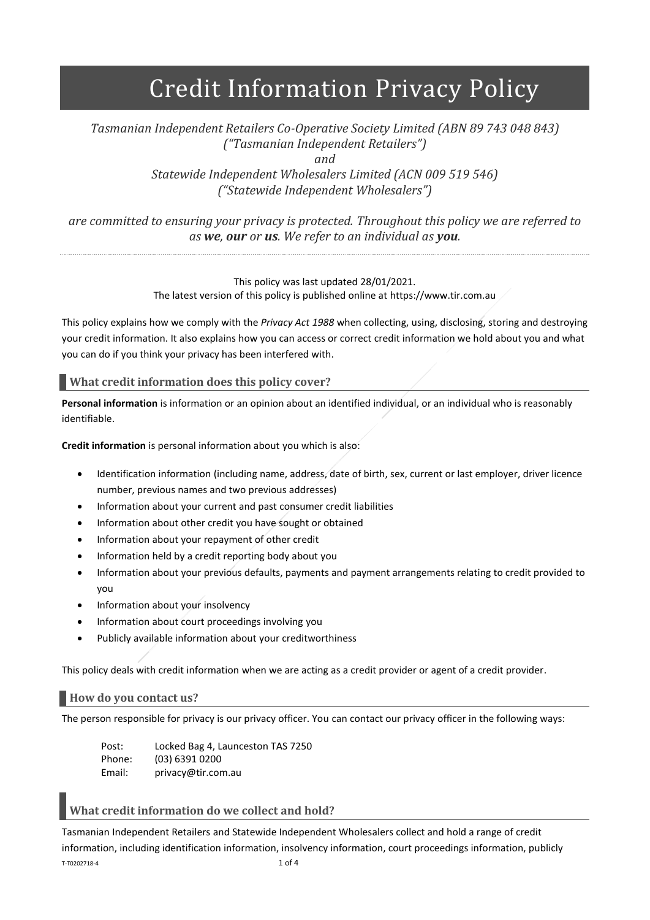# Credit Information Privacy Policy

*Tasmanian Independent Retailers Co-Operative Society Limited (ABN 89 743 048 843) ("Tasmanian Independent Retailers")*
*and*
*Statewide Independent Wholesalers Limited (ACN 009 519 546) ("Statewide Independent Wholesalers")*

*are committed to ensuring your privacy is protected. Throughout this policy we are referred to as **we**, **our** or **us**. We refer to an individual as **you**.*

This policy was last updated 28/01/2021.
The latest version of this policy is published online at https://www.tir.com.au

This policy explains how we comply with the *Privacy Act 1988* when collecting, using, disclosing, storing and destroying your credit information. It also explains how you can access or correct credit information we hold about you and what you can do if you think your privacy has been interfered with.

## What credit information does this policy cover?

**Personal information** is information or an opinion about an identified individual, or an individual who is reasonably identifiable.

**Credit information** is personal information about you which is also:

- Identification information (including name, address, date of birth, sex, current or last employer, driver licence number, previous names and two previous addresses)
- Information about your current and past consumer credit liabilities
- Information about other credit you have sought or obtained
- Information about your repayment of other credit
- Information held by a credit reporting body about you
- Information about your previous defaults, payments and payment arrangements relating to credit provided to you
- Information about your insolvency
- Information about court proceedings involving you
- Publicly available information about your creditworthiness

This policy deals with credit information when we are acting as a credit provider or agent of a credit provider.

## How do you contact us?

The person responsible for privacy is our privacy officer. You can contact our privacy officer in the following ways:

Post: Locked Bag 4, Launceston TAS 7250
Phone: (03) 6391 0200
Email: privacy@tir.com.au

## What credit information do we collect and hold?

Tasmanian Independent Retailers and Statewide Independent Wholesalers collect and hold a range of credit information, including identification information, insolvency information, court proceedings information, publicly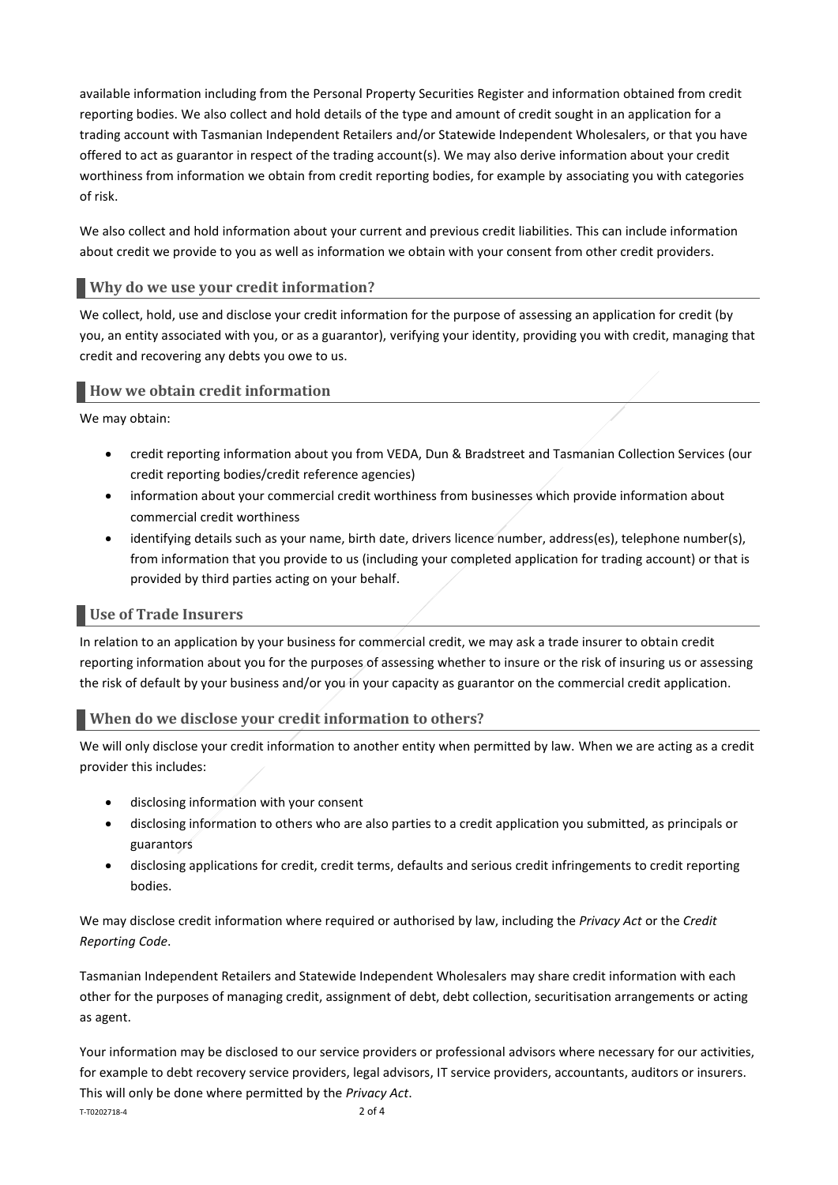available information including from the Personal Property Securities Register and information obtained from credit reporting bodies. We also collect and hold details of the type and amount of credit sought in an application for a trading account with Tasmanian Independent Retailers and/or Statewide Independent Wholesalers, or that you have offered to act as guarantor in respect of the trading account(s). We may also derive information about your credit worthiness from information we obtain from credit reporting bodies, for example by associating you with categories of risk.

We also collect and hold information about your current and previous credit liabilities. This can include information about credit we provide to you as well as information we obtain with your consent from other credit providers.

## Why do we use your credit information?

We collect, hold, use and disclose your credit information for the purpose of assessing an application for credit (by you, an entity associated with you, or as a guarantor), verifying your identity, providing you with credit, managing that credit and recovering any debts you owe to us.

## How we obtain credit information

We may obtain:

- credit reporting information about you from VEDA, Dun & Bradstreet and Tasmanian Collection Services (our credit reporting bodies/credit reference agencies)
- information about your commercial credit worthiness from businesses which provide information about commercial credit worthiness
- identifying details such as your name, birth date, drivers licence number, address(es), telephone number(s), from information that you provide to us (including your completed application for trading account) or that is provided by third parties acting on your behalf.

## Use of Trade Insurers

In relation to an application by your business for commercial credit, we may ask a trade insurer to obtain credit reporting information about you for the purposes of assessing whether to insure or the risk of insuring us or assessing the risk of default by your business and/or you in your capacity as guarantor on the commercial credit application.

## When do we disclose your credit information to others?

We will only disclose your credit information to another entity when permitted by law. When we are acting as a credit provider this includes:

- disclosing information with your consent
- disclosing information to others who are also parties to a credit application you submitted, as principals or guarantors
- disclosing applications for credit, credit terms, defaults and serious credit infringements to credit reporting bodies.

We may disclose credit information where required or authorised by law, including the *Privacy Act* or the *Credit Reporting Code*.

Tasmanian Independent Retailers and Statewide Independent Wholesalers may share credit information with each other for the purposes of managing credit, assignment of debt, debt collection, securitisation arrangements or acting as agent.

Your information may be disclosed to our service providers or professional advisors where necessary for our activities, for example to debt recovery service providers, legal advisors, IT service providers, accountants, auditors or insurers. This will only be done where permitted by the *Privacy Act*.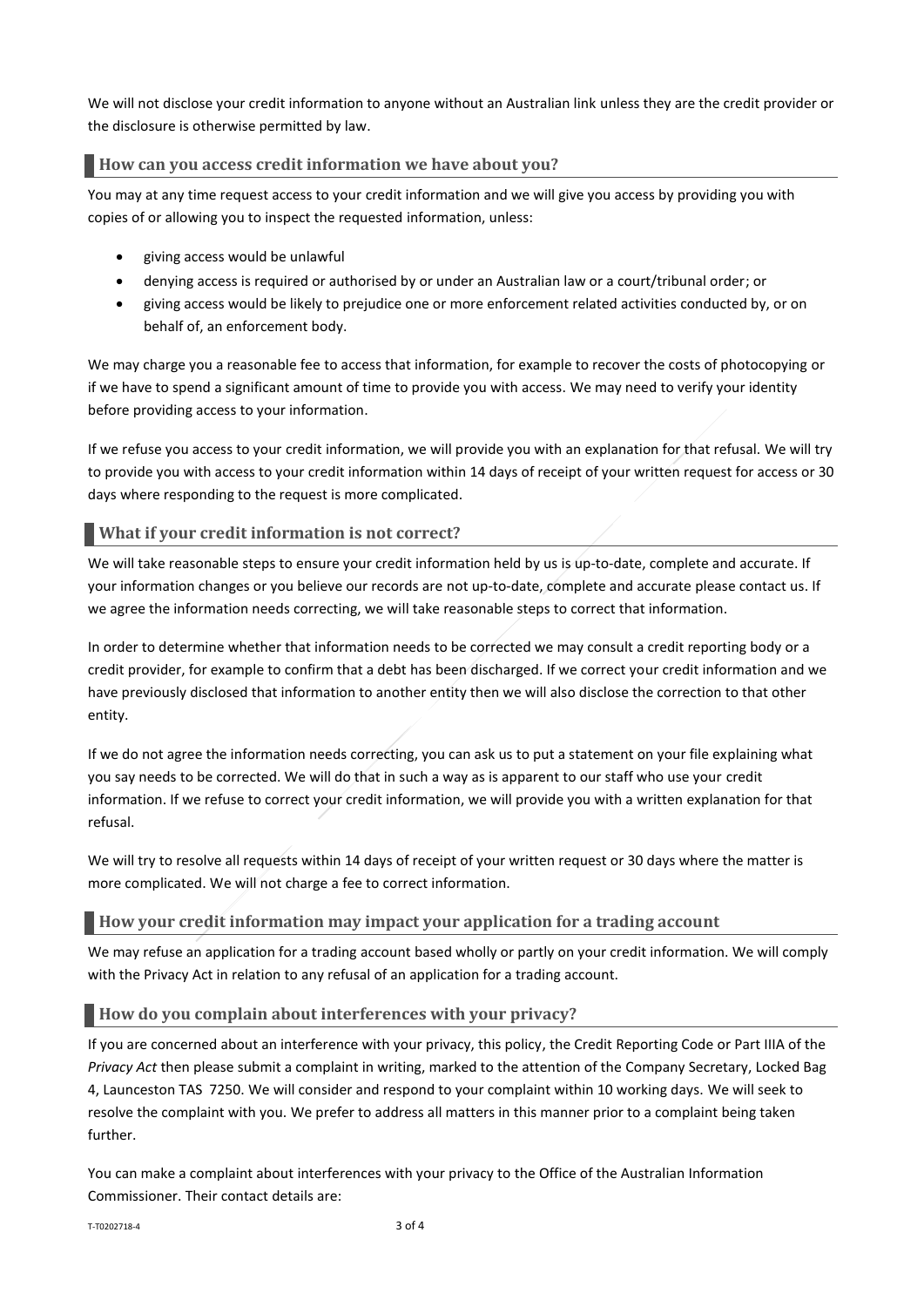We will not disclose your credit information to anyone without an Australian link unless they are the credit provider or the disclosure is otherwise permitted by law.

## How can you access credit information we have about you?

You may at any time request access to your credit information and we will give you access by providing you with copies of or allowing you to inspect the requested information, unless:

- giving access would be unlawful
- denying access is required or authorised by or under an Australian law or a court/tribunal order; or
- giving access would be likely to prejudice one or more enforcement related activities conducted by, or on behalf of, an enforcement body.

We may charge you a reasonable fee to access that information, for example to recover the costs of photocopying or if we have to spend a significant amount of time to provide you with access. We may need to verify your identity before providing access to your information.

If we refuse you access to your credit information, we will provide you with an explanation for that refusal. We will try to provide you with access to your credit information within 14 days of receipt of your written request for access or 30 days where responding to the request is more complicated.

## What if your credit information is not correct?

We will take reasonable steps to ensure your credit information held by us is up-to-date, complete and accurate. If your information changes or you believe our records are not up-to-date, complete and accurate please contact us. If we agree the information needs correcting, we will take reasonable steps to correct that information.

In order to determine whether that information needs to be corrected we may consult a credit reporting body or a credit provider, for example to confirm that a debt has been discharged. If we correct your credit information and we have previously disclosed that information to another entity then we will also disclose the correction to that other entity.

If we do not agree the information needs correcting, you can ask us to put a statement on your file explaining what you say needs to be corrected. We will do that in such a way as is apparent to our staff who use your credit information. If we refuse to correct your credit information, we will provide you with a written explanation for that refusal.

We will try to resolve all requests within 14 days of receipt of your written request or 30 days where the matter is more complicated. We will not charge a fee to correct information.

## How your credit information may impact your application for a trading account

We may refuse an application for a trading account based wholly or partly on your credit information. We will comply with the Privacy Act in relation to any refusal of an application for a trading account.

## How do you complain about interferences with your privacy?

If you are concerned about an interference with your privacy, this policy, the Credit Reporting Code or Part IIIA of the *Privacy Act* then please submit a complaint in writing, marked to the attention of the Company Secretary, Locked Bag 4, Launceston TAS 7250. We will consider and respond to your complaint within 10 working days. We will seek to resolve the complaint with you. We prefer to address all matters in this manner prior to a complaint being taken further.

You can make a complaint about interferences with your privacy to the Office of the Australian Information Commissioner. Their contact details are: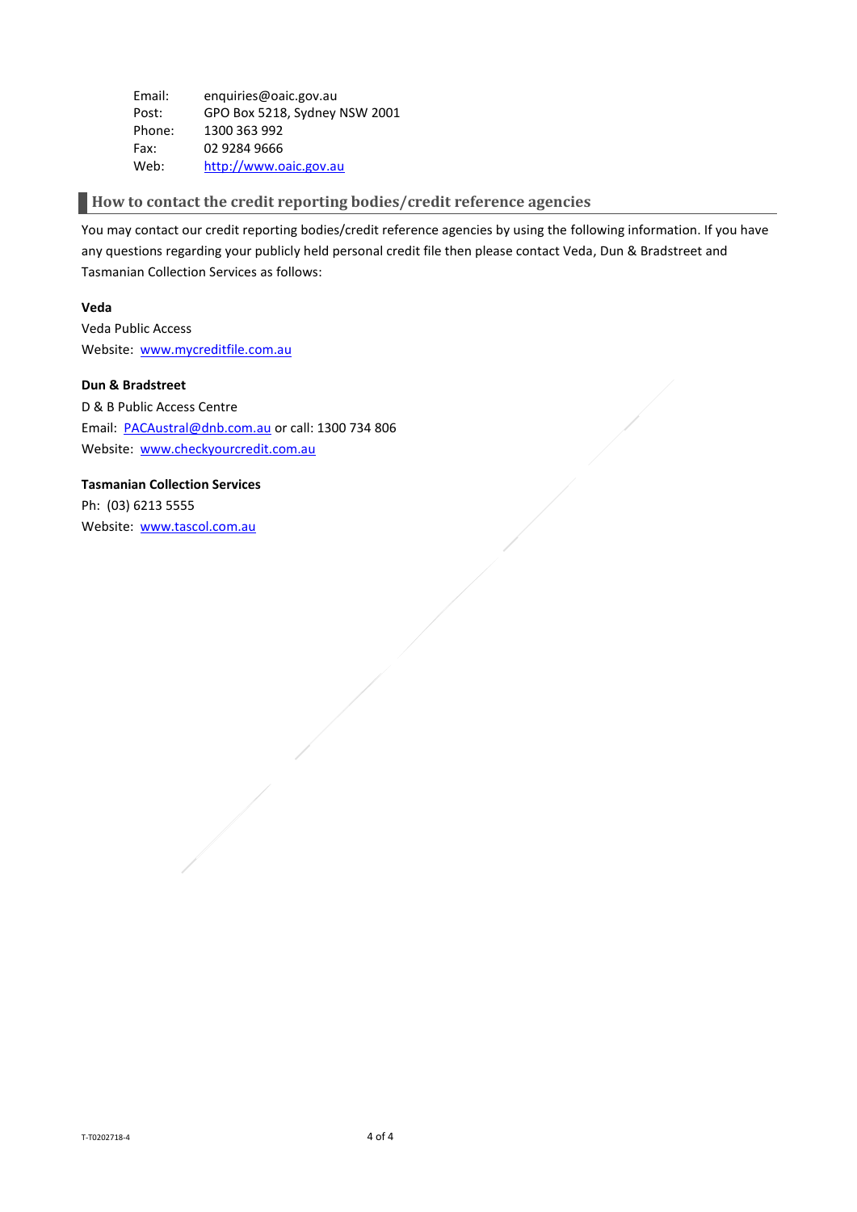| | |
|---|---|
| Email: | enquiries@oaic.gov.au |
| Post: | GPO Box 5218, Sydney NSW 2001 |
| Phone: | 1300 363 992 |
| Fax: | 02 9284 9666 |
| Web: | http://www.oaic.gov.au |

## How to contact the credit reporting bodies/credit reference agencies

You may contact our credit reporting bodies/credit reference agencies by using the following information. If you have any questions regarding your publicly held personal credit file then please contact Veda, Dun & Bradstreet and Tasmanian Collection Services as follows:

**Veda**

Veda Public Access
Website: www.mycreditfile.com.au

**Dun & Bradstreet**

D & B Public Access Centre
Email: PACAustral@dnb.com.au or call: 1300 734 806
Website: www.checkyourcredit.com.au

**Tasmanian Collection Services**

Ph: (03) 6213 5555
Website: www.tascol.com.au

T-T0202718-4